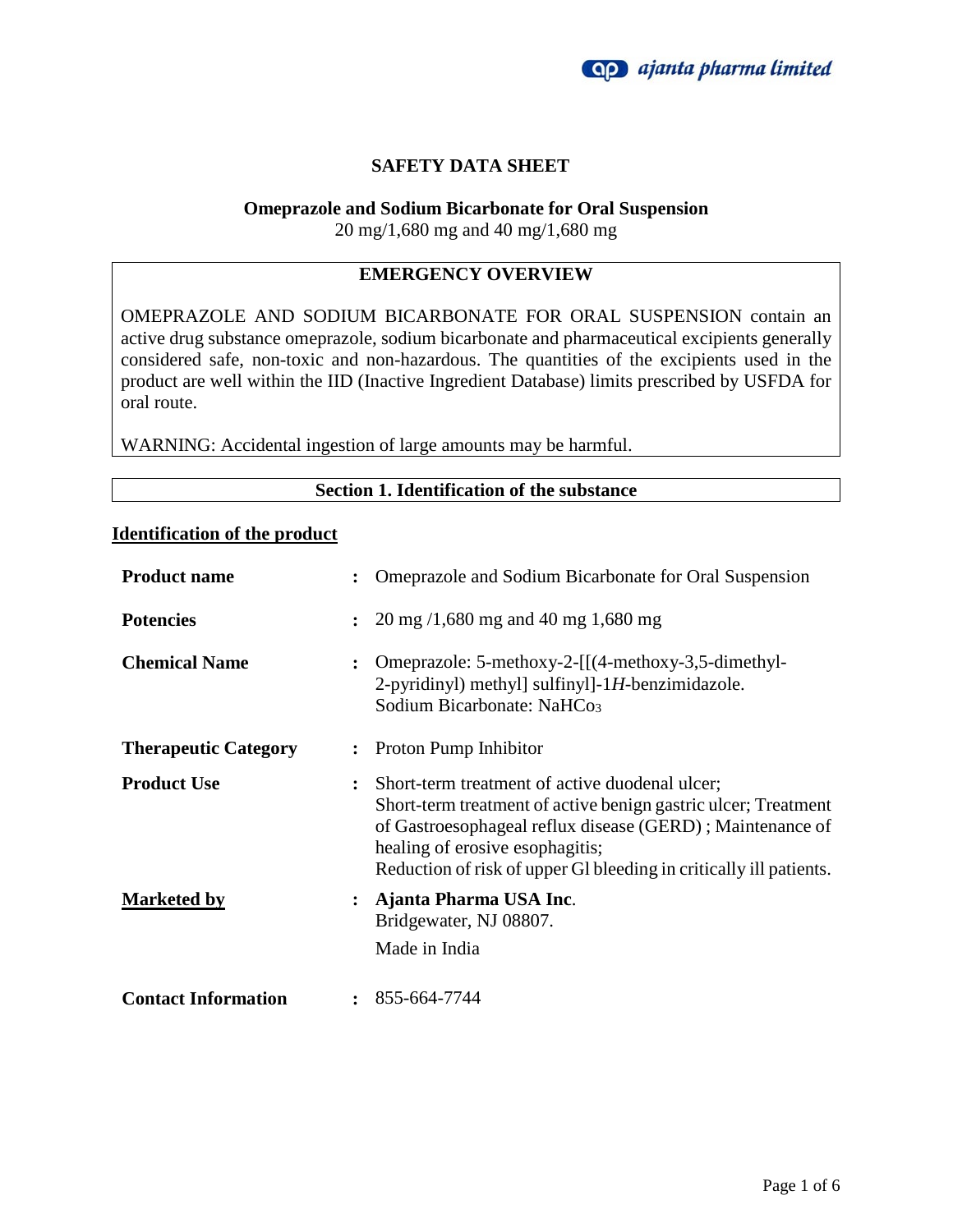# SAFETY DATA SHEET

**Omeprazole and Sodium Bicarbonate for Oral Suspension**
20 mg/1,680 mg and 40 mg/1,680 mg

## EMERGENCY OVERVIEW

OMEPRAZOLE AND SODIUM BICARBONATE FOR ORAL SUSPENSION contain an active drug substance omeprazole, sodium bicarbonate and pharmaceutical excipients generally considered safe, non-toxic and non-hazardous. The quantities of the excipients used in the product are well within the IID (Inactive Ingredient Database) limits prescribed by USFDA for oral route.

WARNING: Accidental ingestion of large amounts may be harmful.

## Section 1. Identification of the substance

**Identification of the product**

| | | |
|---|---|---|
| **Product name** | : | Omeprazole and Sodium Bicarbonate for Oral Suspension |
| **Potencies** | : | 20 mg /1,680 mg and 40 mg 1,680 mg |
| **Chemical Name** | : | Omeprazole: 5-methoxy-2-[[(4-methoxy-3,5-dimethyl-2-pyridinyl) methyl] sulfinyl]-1*H*-benzimidazole. Sodium Bicarbonate: $NaHCo_3$ |
| **Therapeutic Category** | : | Proton Pump Inhibitor |
| **Product Use** | : | Short-term treatment of active duodenal ulcer; Short-term treatment of active benign gastric ulcer; Treatment of Gastroesophageal reflux disease (GERD) ; Maintenance of healing of erosive esophagitis; Reduction of risk of upper Gl bleeding in critically ill patients. |
| **Marketed by** | : | **Ajanta Pharma USA Inc**. Bridgewater, NJ 08807. Made in India |
| **Contact Information** | : | 855-664-7744 |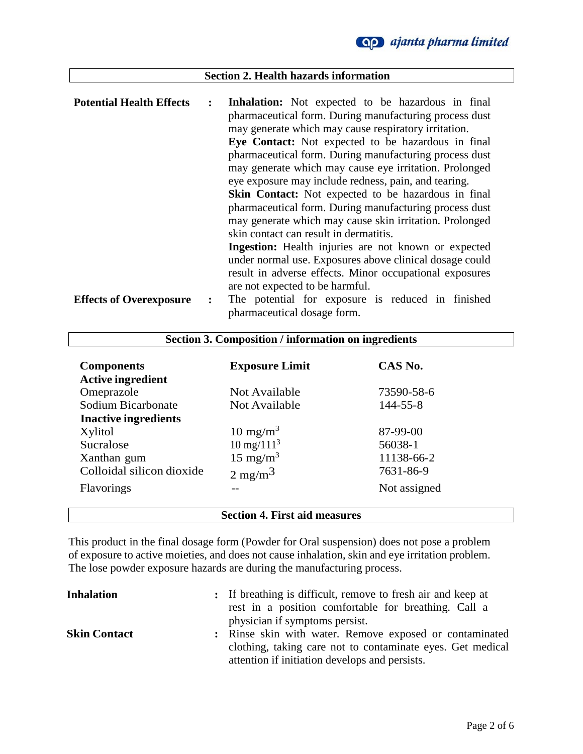## Section 2. Health hazards information

**Potential Health Effects** : **Inhalation:** Not expected to be hazardous in final pharmaceutical form. During manufacturing process dust may generate which may cause respiratory irritation.

**Eye Contact:** Not expected to be hazardous in final pharmaceutical form. During manufacturing process dust may generate which may cause eye irritation. Prolonged eye exposure may include redness, pain, and tearing.

**Skin Contact:** Not expected to be hazardous in final pharmaceutical form. During manufacturing process dust may generate which may cause skin irritation. Prolonged skin contact can result in dermatitis.

**Ingestion:** Health injuries are not known or expected under normal use. Exposures above clinical dosage could result in adverse effects. Minor occupational exposures are not expected to be harmful.

**Effects of Overexposure** : The potential for exposure is reduced in finished pharmaceutical dosage form.

## Section 3. Composition / information on ingredients

| Components | Exposure Limit | CAS No. |
|---|---|---|
| **Active ingredient** | | |
| Omeprazole | Not Available | 73590-58-6 |
| Sodium Bicarbonate | Not Available | 144-55-8 |
| **Inactive ingredients** | | |
| Xylitol | 10 $mg/m^3$ | 87-99-00 |
| Sucralose | 10 $mg/111^3$ | 56038-1 |
| Xanthan gum | 15 $mg/m^3$ | 11138-66-2 |
| Colloidal silicon dioxide | 2 $mg/m^3$ | 7631-86-9 |
| Flavorings | -- | Not assigned |

## Section 4. First aid measures

This product in the final dosage form (Powder for Oral suspension) does not pose a problem of exposure to active moieties, and does not cause inhalation, skin and eye irritation problem. The lose powder exposure hazards are during the manufacturing process.

**Inhalation** : If breathing is difficult, remove to fresh air and keep at rest in a position comfortable for breathing. Call a physician if symptoms persist.

**Skin Contact** : Rinse skin with water. Remove exposed or contaminated clothing, taking care not to contaminate eyes. Get medical attention if initiation develops and persists.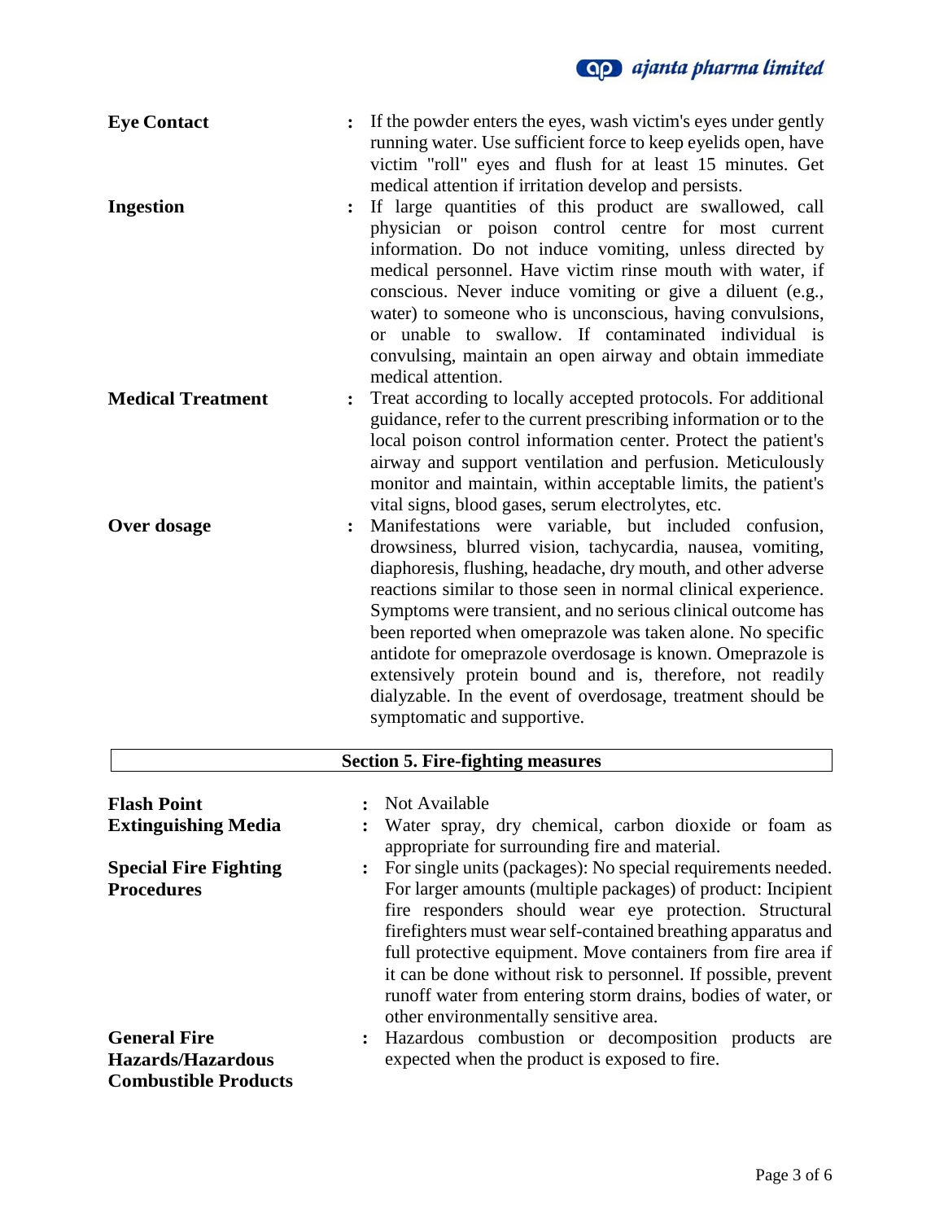**Eye Contact** : If the powder enters the eyes, wash victim's eyes under gently running water. Use sufficient force to keep eyelids open, have victim "roll" eyes and flush for at least 15 minutes. Get medical attention if irritation develop and persists.

**Ingestion** : If large quantities of this product are swallowed, call physician or poison control centre for most current information. Do not induce vomiting, unless directed by medical personnel. Have victim rinse mouth with water, if conscious. Never induce vomiting or give a diluent (e.g., water) to someone who is unconscious, having convulsions, or unable to swallow. If contaminated individual is convulsing, maintain an open airway and obtain immediate medical attention.

**Medical Treatment** : Treat according to locally accepted protocols. For additional guidance, refer to the current prescribing information or to the local poison control information center. Protect the patient's airway and support ventilation and perfusion. Meticulously monitor and maintain, within acceptable limits, the patient's vital signs, blood gases, serum electrolytes, etc.

**Over dosage** : Manifestations were variable, but included confusion, drowsiness, blurred vision, tachycardia, nausea, vomiting, diaphoresis, flushing, headache, dry mouth, and other adverse reactions similar to those seen in normal clinical experience. Symptoms were transient, and no serious clinical outcome has been reported when omeprazole was taken alone. No specific antidote for omeprazole overdosage is known. Omeprazole is extensively protein bound and is, therefore, not readily dialyzable. In the event of overdosage, treatment should be symptomatic and supportive.

## Section 5. Fire-fighting measures

**Flash Point** : Not Available

**Extinguishing Media** : Water spray, dry chemical, carbon dioxide or foam as appropriate for surrounding fire and material.

**Special Fire Fighting Procedures** : For single units (packages): No special requirements needed. For larger amounts (multiple packages) of product: Incipient fire responders should wear eye protection. Structural firefighters must wear self-contained breathing apparatus and full protective equipment. Move containers from fire area if it can be done without risk to personnel. If possible, prevent runoff water from entering storm drains, bodies of water, or other environmentally sensitive area.

**General Fire Hazards/Hazardous Combustible Products** : Hazardous combustion or decomposition products are expected when the product is exposed to fire.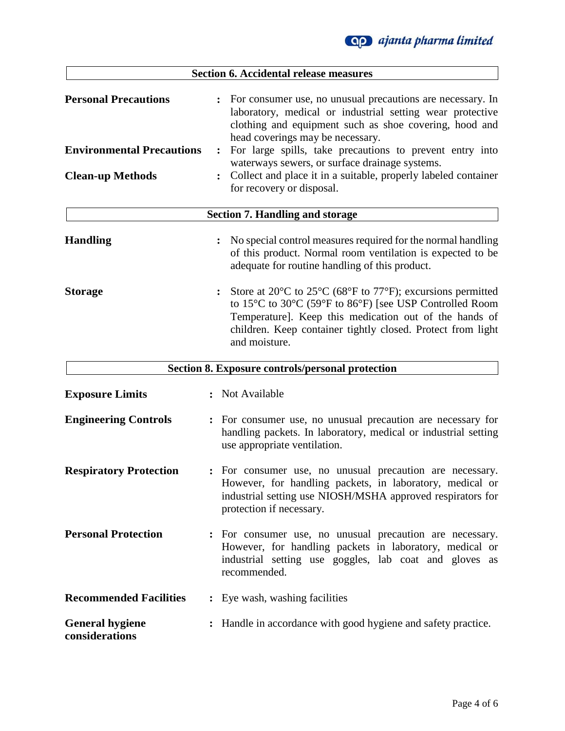## Section 6. Accidental release measures

**Personal Precautions** : For consumer use, no unusual precautions are necessary. In laboratory, medical or industrial setting wear protective clothing and equipment such as shoe covering, hood and head coverings may be necessary.

**Environmental Precautions** : For large spills, take precautions to prevent entry into waterways sewers, or surface drainage systems.

**Clean-up Methods** : Collect and place it in a suitable, properly labeled container for recovery or disposal.

## Section 7. Handling and storage

**Handling** : No special control measures required for the normal handling of this product. Normal room ventilation is expected to be adequate for routine handling of this product.

**Storage** : Store at 20°C to 25°C (68°F to 77°F); excursions permitted to 15°C to 30°C (59°F to 86°F) [see USP Controlled Room Temperature]. Keep this medication out of the hands of children. Keep container tightly closed. Protect from light and moisture.

## Section 8. Exposure controls/personal protection

**Exposure Limits** : Not Available

**Engineering Controls** : For consumer use, no unusual precaution are necessary for handling packets. In laboratory, medical or industrial setting use appropriate ventilation.

**Respiratory Protection** : For consumer use, no unusual precaution are necessary. However, for handling packets, in laboratory, medical or industrial setting use NIOSH/MSHA approved respirators for protection if necessary.

**Personal Protection** : For consumer use, no unusual precaution are necessary. However, for handling packets in laboratory, medical or industrial setting use goggles, lab coat and gloves as recommended.

**Recommended Facilities** : Eye wash, washing facilities

**General hygiene considerations** : Handle in accordance with good hygiene and safety practice.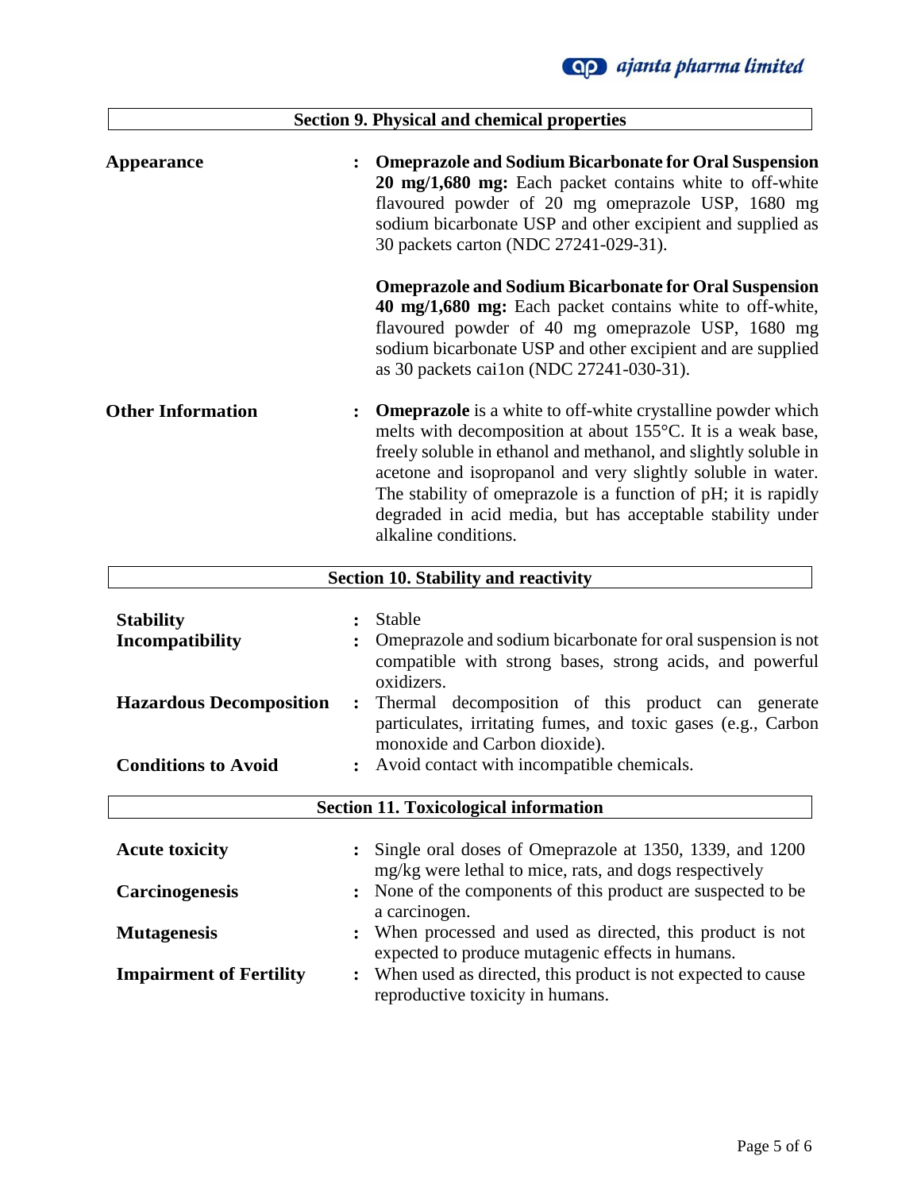## Section 9. Physical and chemical properties

**Appearance** : **Omeprazole and Sodium Bicarbonate for Oral Suspension 20 mg/1,680 mg:** Each packet contains white to off-white flavoured powder of 20 mg omeprazole USP, 1680 mg sodium bicarbonate USP and other excipient and supplied as 30 packets carton (NDC 27241-029-31).

**Omeprazole and Sodium Bicarbonate for Oral Suspension 40 mg/1,680 mg:** Each packet contains white to off-white, flavoured powder of 40 mg omeprazole USP, 1680 mg sodium bicarbonate USP and other excipient and are supplied as 30 packets cai1on (NDC 27241-030-31).

**Other Information** : **Omeprazole** is a white to off-white crystalline powder which melts with decomposition at about 155°C. It is a weak base, freely soluble in ethanol and methanol, and slightly soluble in acetone and isopropanol and very slightly soluble in water. The stability of omeprazole is a function of pH; it is rapidly degraded in acid media, but has acceptable stability under alkaline conditions.

## Section 10. Stability and reactivity

**Stability** : Stable

**Incompatibility** : Omeprazole and sodium bicarbonate for oral suspension is not compatible with strong bases, strong acids, and powerful oxidizers.

**Hazardous Decomposition** : Thermal decomposition of this product can generate particulates, irritating fumes, and toxic gases (e.g., Carbon monoxide and Carbon dioxide).

**Conditions to Avoid** : Avoid contact with incompatible chemicals.

## Section 11. Toxicological information

**Acute toxicity** : Single oral doses of Omeprazole at 1350, 1339, and 1200 mg/kg were lethal to mice, rats, and dogs respectively

**Carcinogenesis** : None of the components of this product are suspected to be a carcinogen.

**Mutagenesis** : When processed and used as directed, this product is not expected to produce mutagenic effects in humans.

**Impairment of Fertility** : When used as directed, this product is not expected to cause reproductive toxicity in humans.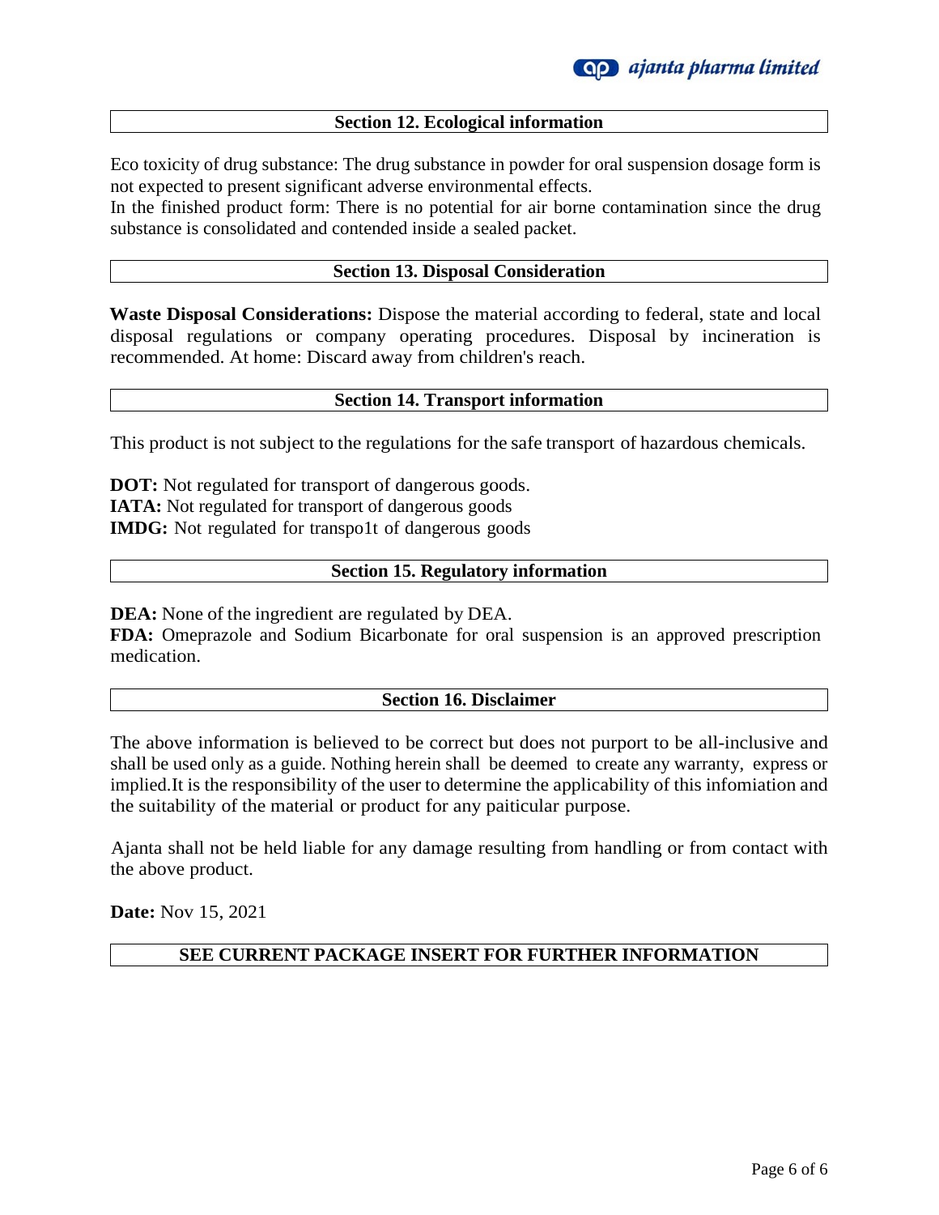## Section 12. Ecological information

Eco toxicity of drug substance: The drug substance in powder for oral suspension dosage form is not expected to present significant adverse environmental effects.
In the finished product form: There is no potential for air borne contamination since the drug substance is consolidated and contended inside a sealed packet.

## Section 13. Disposal Consideration

**Waste Disposal Considerations:** Dispose the material according to federal, state and local disposal regulations or company operating procedures. Disposal by incineration is recommended. At home: Discard away from children's reach.

## Section 14. Transport information

This product is not subject to the regulations for the safe transport of hazardous chemicals.

**DOT:** Not regulated for transport of dangerous goods.
**IATA:** Not regulated for transport of dangerous goods
**IMDG:** Not regulated for transpo1t of dangerous goods

## Section 15. Regulatory information

**DEA:** None of the ingredient are regulated by DEA.
**FDA:** Omeprazole and Sodium Bicarbonate for oral suspension is an approved prescription medication.

## Section 16. Disclaimer

The above information is believed to be correct but does not purport to be all-inclusive and shall be used only as a guide. Nothing herein shall be deemed to create any warranty, express or implied.It is the responsibility of the user to determine the applicability of this infomiation and the suitability of the material or product for any paiticular purpose.

Ajanta shall not be held liable for any damage resulting from handling or from contact with the above product.

**Date:** Nov 15, 2021

**SEE CURRENT PACKAGE INSERT FOR FURTHER INFORMATION**